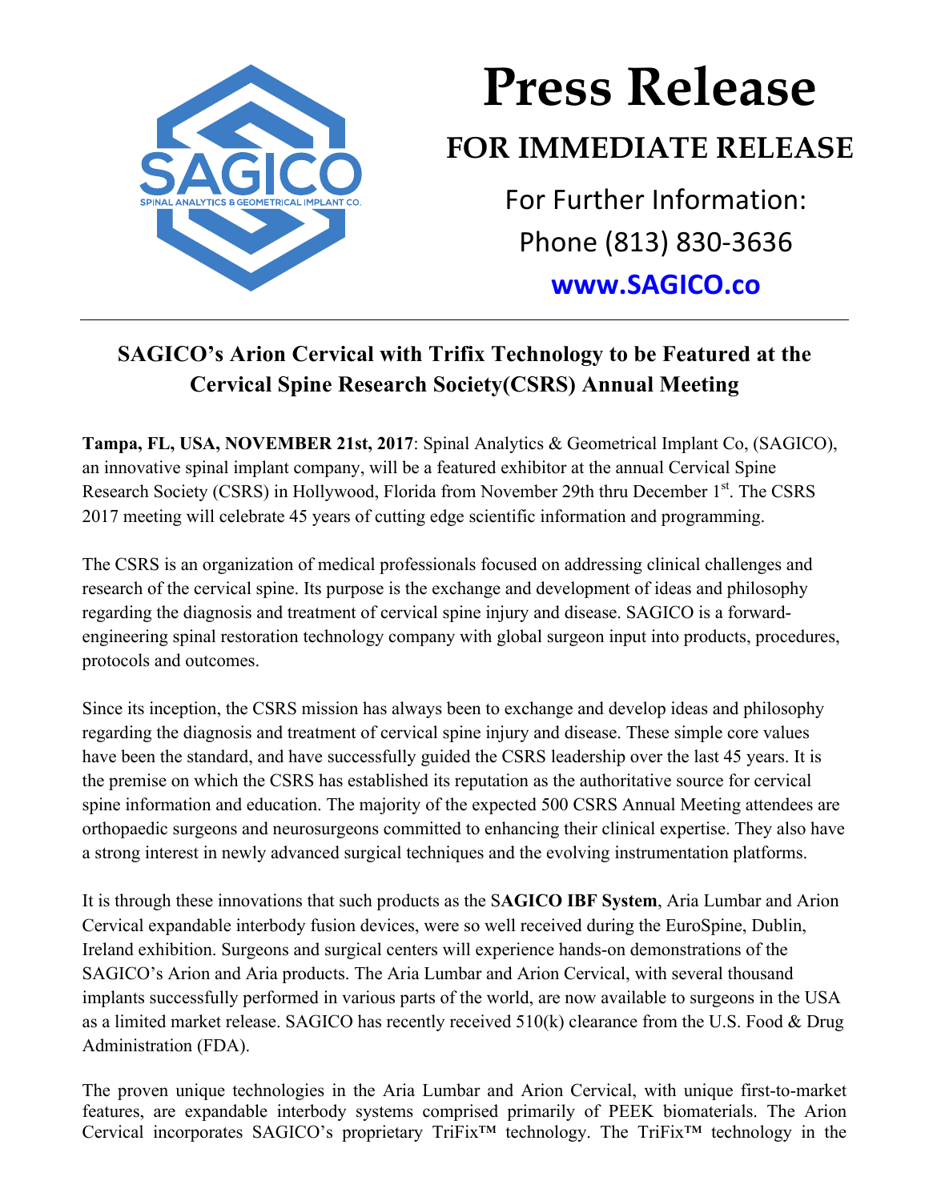SAGICO

SPINAL ANALYTICS & GEOMETRICAL IMPLANT CO.

# Press Release

## FOR IMMEDIATE RELEASE

For Further Information:
Phone (813) 830-3636
**www.SAGICO.co**

---

### SAGICO's Arion Cervical with Trifix Technology to be Featured at the Cervical Spine Research Society(CSRS) Annual Meeting

**Tampa, FL, USA, NOVEMBER 21st, 2017**: Spinal Analytics & Geometrical Implant Co, (SAGICO), an innovative spinal implant company, will be a featured exhibitor at the annual Cervical Spine Research Society (CSRS) in Hollywood, Florida from November 29th thru December 1st. The CSRS 2017 meeting will celebrate 45 years of cutting edge scientific information and programming.

The CSRS is an organization of medical professionals focused on addressing clinical challenges and research of the cervical spine. Its purpose is the exchange and development of ideas and philosophy regarding the diagnosis and treatment of cervical spine injury and disease. SAGICO is a forward-engineering spinal restoration technology company with global surgeon input into products, procedures, protocols and outcomes.

Since its inception, the CSRS mission has always been to exchange and develop ideas and philosophy regarding the diagnosis and treatment of cervical spine injury and disease. These simple core values have been the standard, and have successfully guided the CSRS leadership over the last 45 years. It is the premise on which the CSRS has established its reputation as the authoritative source for cervical spine information and education. The majority of the expected 500 CSRS Annual Meeting attendees are orthopaedic surgeons and neurosurgeons committed to enhancing their clinical expertise. They also have a strong interest in newly advanced surgical techniques and the evolving instrumentation platforms.

It is through these innovations that such products as the S**AGICO IBF System**, Aria Lumbar and Arion Cervical expandable interbody fusion devices, were so well received during the EuroSpine, Dublin, Ireland exhibition. Surgeons and surgical centers will experience hands-on demonstrations of the SAGICO's Arion and Aria products. The Aria Lumbar and Arion Cervical, with several thousand implants successfully performed in various parts of the world, are now available to surgeons in the USA as a limited market release. SAGICO has recently received 510(k) clearance from the U.S. Food & Drug Administration (FDA).

The proven unique technologies in the Aria Lumbar and Arion Cervical, with unique first-to-market features, are expandable interbody systems comprised primarily of PEEK biomaterials. The Arion Cervical incorporates SAGICO's proprietary TriFix™ technology. The TriFix™ technology in the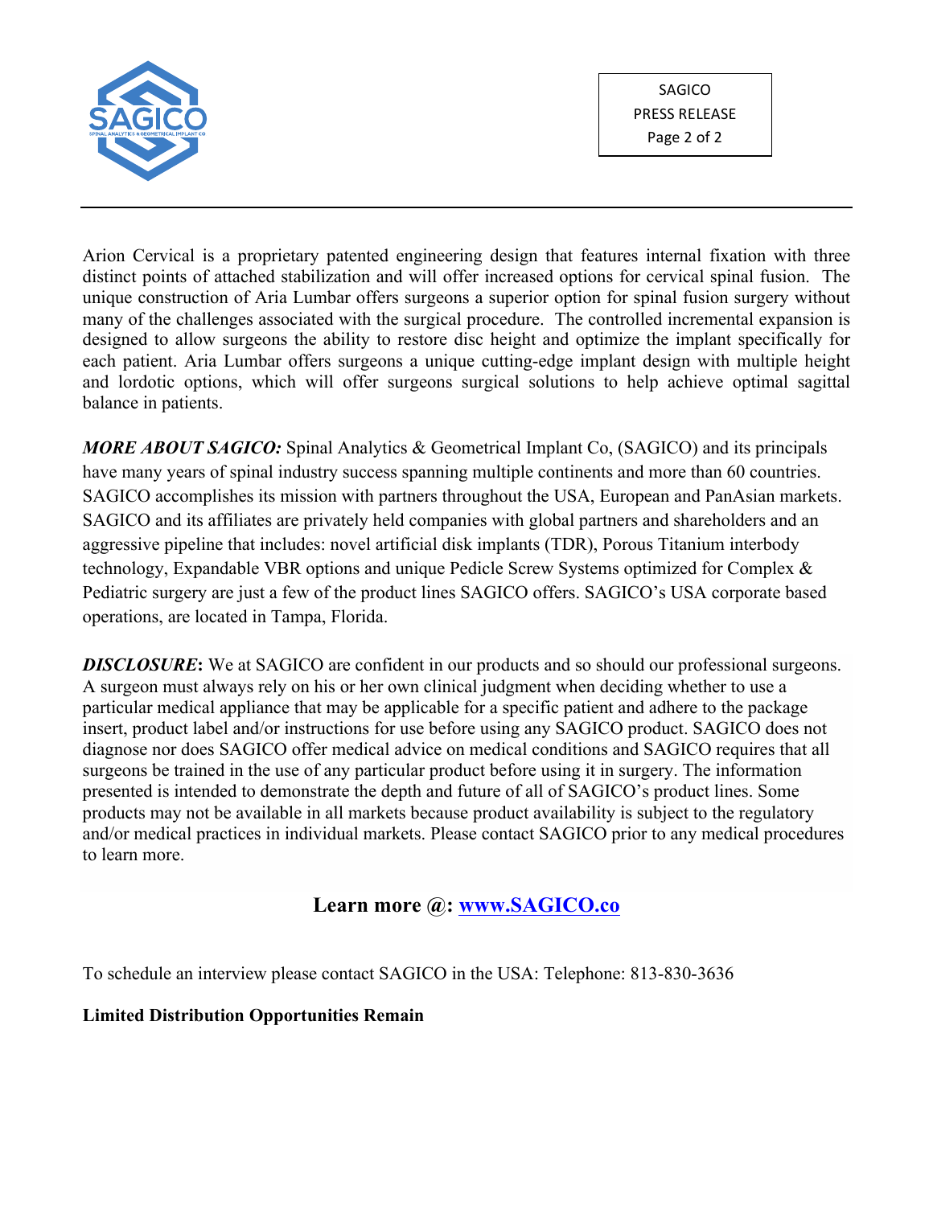Arion Cervical is a proprietary patented engineering design that features internal fixation with three distinct points of attached stabilization and will offer increased options for cervical spinal fusion. The unique construction of Aria Lumbar offers surgeons a superior option for spinal fusion surgery without many of the challenges associated with the surgical procedure. The controlled incremental expansion is designed to allow surgeons the ability to restore disc height and optimize the implant specifically for each patient. Aria Lumbar offers surgeons a unique cutting-edge implant design with multiple height and lordotic options, which will offer surgeons surgical solutions to help achieve optimal sagittal balance in patients.

***MORE ABOUT SAGICO:*** Spinal Analytics & Geometrical Implant Co, (SAGICO) and its principals have many years of spinal industry success spanning multiple continents and more than 60 countries. SAGICO accomplishes its mission with partners throughout the USA, European and PanAsian markets. SAGICO and its affiliates are privately held companies with global partners and shareholders and an aggressive pipeline that includes: novel artificial disk implants (TDR), Porous Titanium interbody technology, Expandable VBR options and unique Pedicle Screw Systems optimized for Complex & Pediatric surgery are just a few of the product lines SAGICO offers. SAGICO's USA corporate based operations, are located in Tampa, Florida.

***DISCLOSURE*:** We at SAGICO are confident in our products and so should our professional surgeons. A surgeon must always rely on his or her own clinical judgment when deciding whether to use a particular medical appliance that may be applicable for a specific patient and adhere to the package insert, product label and/or instructions for use before using any SAGICO product. SAGICO does not diagnose nor does SAGICO offer medical advice on medical conditions and SAGICO requires that all surgeons be trained in the use of any particular product before using it in surgery. The information presented is intended to demonstrate the depth and future of all of SAGICO's product lines. Some products may not be available in all markets because product availability is subject to the regulatory and/or medical practices in individual markets. Please contact SAGICO prior to any medical procedures to learn more.

**Learn more @: [www.SAGICO.co](http://www.SAGICO.co)**

To schedule an interview please contact SAGICO in the USA: Telephone: 813-830-3636

**Limited Distribution Opportunities Remain**